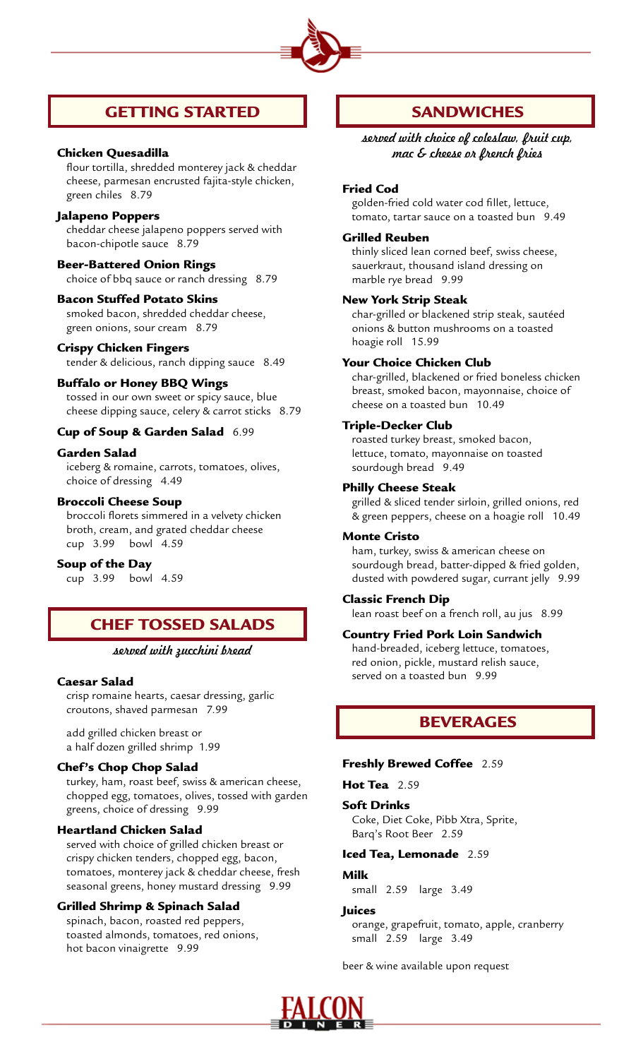## GETTING STARTED

**Chicken Quesadilla**
flour tortilla, shredded monterey jack & cheddar cheese, parmesan encrusted fajita-style chicken, green chiles 8.79

**Jalapeno Poppers**
cheddar cheese jalapeno poppers served with bacon-chipotle sauce 8.79

**Beer-Battered Onion Rings**
choice of bbq sauce or ranch dressing 8.79

**Bacon Stuffed Potato Skins**
smoked bacon, shredded cheddar cheese, green onions, sour cream 8.79

**Crispy Chicken Fingers**
tender & delicious, ranch dipping sauce 8.49

**Buffalo or Honey BBQ Wings**
tossed in our own sweet or spicy sauce, blue cheese dipping sauce, celery & carrot sticks 8.79

**Cup of Soup & Garden Salad** 6.99

**Garden Salad**
iceberg & romaine, carrots, tomatoes, olives, choice of dressing 4.49

**Broccoli Cheese Soup**
broccoli florets simmered in a velvety chicken broth, cream, and grated cheddar cheese
cup 3.99 bowl 4.59

**Soup of the Day**
cup 3.99 bowl 4.59

## CHEF TOSSED SALADS

*served with zucchini bread*

**Caesar Salad**
crisp romaine hearts, caesar dressing, garlic croutons, shaved parmesan 7.99

add grilled chicken breast or a half dozen grilled shrimp 1.99

**Chef's Chop Chop Salad**
turkey, ham, roast beef, swiss & american cheese, chopped egg, tomatoes, olives, tossed with garden greens, choice of dressing 9.99

**Heartland Chicken Salad**
served with choice of grilled chicken breast or crispy chicken tenders, chopped egg, bacon, tomatoes, monterey jack & cheddar cheese, fresh seasonal greens, honey mustard dressing 9.99

**Grilled Shrimp & Spinach Salad**
spinach, bacon, roasted red peppers, toasted almonds, tomatoes, red onions, hot bacon vinaigrette 9.99

## SANDWICHES

*served with choice of coleslaw, fruit cup, mac & cheese or french fries*

**Fried Cod**
golden-fried cold water cod fillet, lettuce, tomato, tartar sauce on a toasted bun 9.49

**Grilled Reuben**
thinly sliced lean corned beef, swiss cheese, sauerkraut, thousand island dressing on marble rye bread 9.99

**New York Strip Steak**
char-grilled or blackened strip steak, sautéed onions & button mushrooms on a toasted hoagie roll 15.99

**Your Choice Chicken Club**
char-grilled, blackened or fried boneless chicken breast, smoked bacon, mayonnaise, choice of cheese on a toasted bun 10.49

**Triple-Decker Club**
roasted turkey breast, smoked bacon, lettuce, tomato, mayonnaise on toasted sourdough bread 9.49

**Philly Cheese Steak**
grilled & sliced tender sirloin, grilled onions, red & green peppers, cheese on a hoagie roll 10.49

**Monte Cristo**
ham, turkey, swiss & american cheese on sourdough bread, batter-dipped & fried golden, dusted with powdered sugar, currant jelly 9.99

**Classic French Dip**
lean roast beef on a french roll, au jus 8.99

**Country Fried Pork Loin Sandwich**
hand-breaded, iceberg lettuce, tomatoes, red onion, pickle, mustard relish sauce, served on a toasted bun 9.99

## BEVERAGES

**Freshly Brewed Coffee** 2.59

**Hot Tea** 2.59

**Soft Drinks**
Coke, Diet Coke, Pibb Xtra, Sprite, Barq's Root Beer 2.59

**Iced Tea, Lemonade** 2.59

**Milk**
small 2.59 large 3.49

**Juices**
orange, grapefruit, tomato, apple, cranberry
small 2.59 large 3.49

beer & wine available upon request

FALCON DINER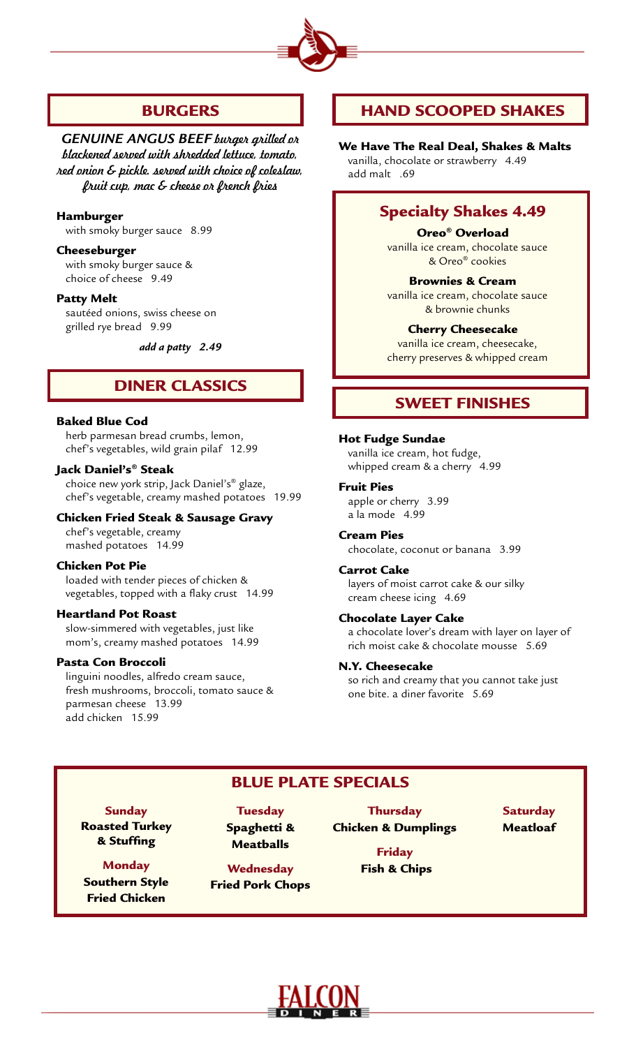## BURGERS

*GENUINE ANGUS BEEF burger grilled or blackened served with shredded lettuce, tomato, red onion & pickle. served with choice of coleslaw, fruit cup, mac & cheese or french fries*

**Hamburger**
with smoky burger sauce 8.99

**Cheeseburger**
with smoky burger sauce & choice of cheese 9.49

**Patty Melt**
sautéed onions, swiss cheese on grilled rye bread 9.99

*add a patty 2.49*

## DINER CLASSICS

**Baked Blue Cod**
herb parmesan bread crumbs, lemon, chef's vegetables, wild grain pilaf 12.99

**Jack Daniel's® Steak**
choice new york strip, Jack Daniel's® glaze, chef's vegetable, creamy mashed potatoes 19.99

**Chicken Fried Steak & Sausage Gravy**
chef's vegetable, creamy mashed potatoes 14.99

**Chicken Pot Pie**
loaded with tender pieces of chicken & vegetables, topped with a flaky crust 14.99

**Heartland Pot Roast**
slow-simmered with vegetables, just like mom's, creamy mashed potatoes 14.99

**Pasta Con Broccoli**
linguini noodles, alfredo cream sauce, fresh mushrooms, broccoli, tomato sauce & parmesan cheese 13.99
add chicken 15.99

## HAND SCOOPED SHAKES

**We Have The Real Deal, Shakes & Malts**
vanilla, chocolate or strawberry 4.49
add malt .69

### Specialty Shakes 4.49

**Oreo® Overload**
vanilla ice cream, chocolate sauce & Oreo® cookies

**Brownies & Cream**
vanilla ice cream, chocolate sauce & brownie chunks

**Cherry Cheesecake**
vanilla ice cream, cheesecake, cherry preserves & whipped cream

## SWEET FINISHES

**Hot Fudge Sundae**
vanilla ice cream, hot fudge, whipped cream & a cherry 4.99

**Fruit Pies**
apple or cherry 3.99
a la mode 4.99

**Cream Pies**
chocolate, coconut or banana 3.99

**Carrot Cake**
layers of moist carrot cake & our silky cream cheese icing 4.69

**Chocolate Layer Cake**
a chocolate lover's dream with layer on layer of rich moist cake & chocolate mousse 5.69

**N.Y. Cheesecake**
so rich and creamy that you cannot take just one bite. a diner favorite 5.69

## BLUE PLATE SPECIALS

**Sunday**
**Roasted Turkey & Stuffing**

**Monday**
**Southern Style Fried Chicken**

**Tuesday**
**Spaghetti & Meatballs**

**Wednesday**
**Fried Pork Chops**

**Thursday**
**Chicken & Dumplings**

**Friday**
**Fish & Chips**

**Saturday**
**Meatloaf**

FALCON DINER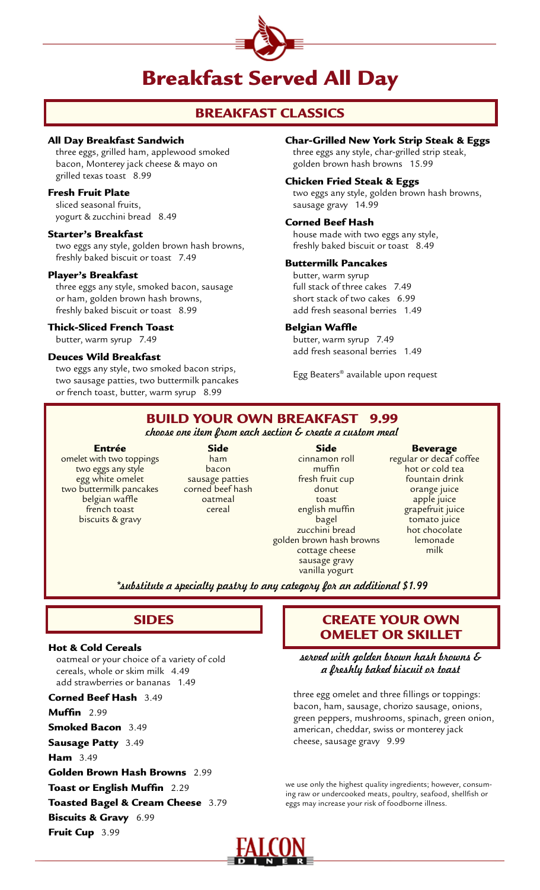# Breakfast Served All Day

## BREAKFAST CLASSICS

**All Day Breakfast Sandwich**
three eggs, grilled ham, applewood smoked bacon, Monterey jack cheese & mayo on grilled texas toast 8.99

**Fresh Fruit Plate**
sliced seasonal fruits, yogurt & zucchini bread 8.49

**Starter's Breakfast**
two eggs any style, golden brown hash browns, freshly baked biscuit or toast 7.49

**Player's Breakfast**
three eggs any style, smoked bacon, sausage or ham, golden brown hash browns, freshly baked biscuit or toast 8.99

**Thick-Sliced French Toast**
butter, warm syrup 7.49

**Deuces Wild Breakfast**
two eggs any style, two smoked bacon strips, two sausage patties, two buttermilk pancakes or french toast, butter, warm syrup 8.99

**Char-Grilled New York Strip Steak & Eggs**
three eggs any style, char-grilled strip steak, golden brown hash browns 15.99

**Chicken Fried Steak & Eggs**
two eggs any style, golden brown hash browns, sausage gravy 14.99

**Corned Beef Hash**
house made with two eggs any style, freshly baked biscuit or toast 8.49

**Buttermilk Pancakes**
butter, warm syrup
full stack of three cakes 7.49
short stack of two cakes 6.99
add fresh seasonal berries 1.49

**Belgian Waffle**
butter, warm syrup 7.49
add fresh seasonal berries 1.49

Egg Beaters® available upon request

## BUILD YOUR OWN BREAKFAST 9.99

*choose one item from each section & create a custom meal*

| Entrée | Side | Side | Beverage |
|---|---|---|---|
| omelet with two toppings | ham | cinnamon roll | regular or decaf coffee |
| two eggs any style | bacon | muffin | hot or cold tea |
| egg white omelet | sausage patties | fresh fruit cup | fountain drink |
| two buttermilk pancakes | corned beef hash | donut | orange juice |
| belgian waffle | oatmeal | toast | apple juice |
| french toast | cereal | english muffin | grapefruit juice |
| biscuits & gravy | | bagel | tomato juice |
| | | zucchini bread | hot chocolate |
| | | golden brown hash browns | lemonade |
| | | cottage cheese | milk |
| | | sausage gravy | |
| | | vanilla yogurt | |

*\*substitute a specialty pastry to any category for an additional $1.99*

## SIDES

**Hot & Cold Cereals**
oatmeal or your choice of a variety of cold cereals, whole or skim milk 4.49
add strawberries or bananas 1.49

**Corned Beef Hash** 3.49

**Muffin** 2.99

**Smoked Bacon** 3.49

**Sausage Patty** 3.49

**Ham** 3.49

**Golden Brown Hash Browns** 2.99

**Toast or English Muffin** 2.29

**Toasted Bagel & Cream Cheese** 3.79

**Biscuits & Gravy** 6.99

**Fruit Cup** 3.99

## CREATE YOUR OWN OMELET OR SKILLET

*served with golden brown hash browns & a freshly baked biscuit or toast*

three egg omelet and three fillings or toppings: bacon, ham, sausage, chorizo sausage, onions, green peppers, mushrooms, spinach, green onion, american, cheddar, swiss or monterey jack cheese, sausage gravy 9.99

we use only the highest quality ingredients; however, consuming raw or undercooked meats, poultry, seafood, shellfish or eggs may increase your risk of foodborne illness.

FALCON DINER